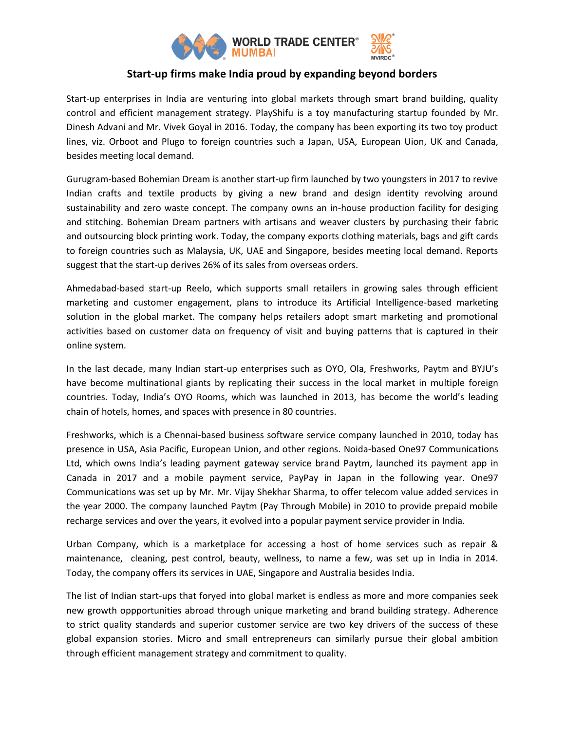# Start-up firms make India proud by expanding beyond borders

Start-up enterprises in India are venturing into global markets through smart brand building, quality control and efficient management strategy. PlayShifu is a toy manufacturing startup founded by Mr. Dinesh Advani and Mr. Vivek Goyal in 2016. Today, the company has been exporting its two toy product lines, viz. Orboot and Plugo to foreign countries such a Japan, USA, European Uion, UK and Canada, besides meeting local demand.

Gurugram-based Bohemian Dream is another start-up firm launched by two youngsters in 2017 to revive Indian crafts and textile products by giving a new brand and design identity revolving around sustainability and zero waste concept. The company owns an in-house production facility for desiging and stitching. Bohemian Dream partners with artisans and weaver clusters by purchasing their fabric and outsourcing block printing work. Today, the company exports clothing materials, bags and gift cards to foreign countries such as Malaysia, UK, UAE and Singapore, besides meeting local demand. Reports suggest that the start-up derives 26% of its sales from overseas orders.

Ahmedabad-based start-up Reelo, which supports small retailers in growing sales through efficient marketing and customer engagement, plans to introduce its Artificial Intelligence-based marketing solution in the global market. The company helps retailers adopt smart marketing and promotional activities based on customer data on frequency of visit and buying patterns that is captured in their online system.

In the last decade, many Indian start-up enterprises such as OYO, Ola, Freshworks, Paytm and BYJU's have become multinational giants by replicating their success in the local market in multiple foreign countries. Today, India's OYO Rooms, which was launched in 2013, has become the world's leading chain of hotels, homes, and spaces with presence in 80 countries.

Freshworks, which is a Chennai-based business software service company launched in 2010, today has presence in USA, Asia Pacific, European Union, and other regions. Noida-based One97 Communications Ltd, which owns India's leading payment gateway service brand Paytm, launched its payment app in Canada in 2017 and a mobile payment service, PayPay in Japan in the following year. One97 Communications was set up by Mr. Mr. Vijay Shekhar Sharma, to offer telecom value added services in the year 2000. The company launched Paytm (Pay Through Mobile) in 2010 to provide prepaid mobile recharge services and over the years, it evolved into a popular payment service provider in India.

Urban Company, which is a marketplace for accessing a host of home services such as repair & maintenance, cleaning, pest control, beauty, wellness, to name a few, was set up in India in 2014. Today, the company offers its services in UAE, Singapore and Australia besides India.

The list of Indian start-ups that foryed into global market is endless as more and more companies seek new growth oppportunities abroad through unique marketing and brand building strategy. Adherence to strict quality standards and superior customer service are two key drivers of the success of these global expansion stories. Micro and small entrepreneurs can similarly pursue their global ambition through efficient management strategy and commitment to quality.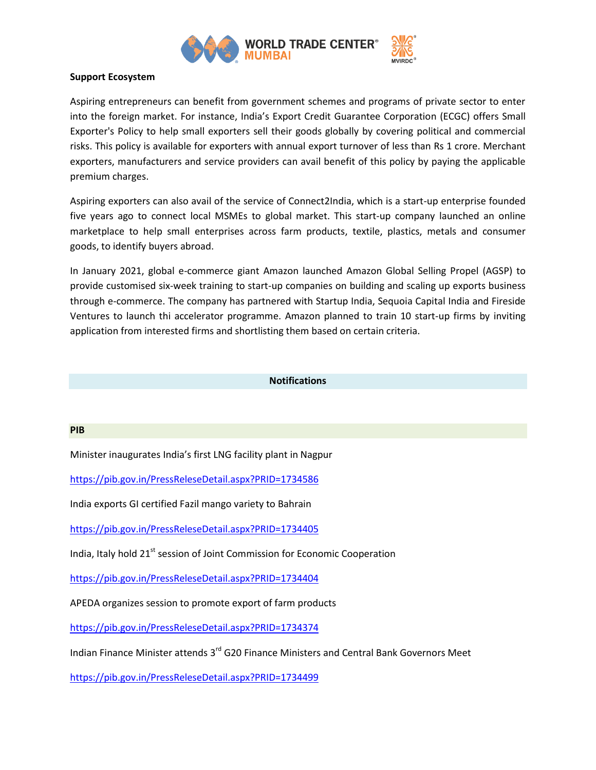**Support Ecosystem**

Aspiring entrepreneurs can benefit from government schemes and programs of private sector to enter into the foreign market. For instance, India's Export Credit Guarantee Corporation (ECGC) offers Small Exporter's Policy to help small exporters sell their goods globally by covering political and commercial risks. This policy is available for exporters with annual export turnover of less than Rs 1 crore. Merchant exporters, manufacturers and service providers can avail benefit of this policy by paying the applicable premium charges.

Aspiring exporters can also avail of the service of Connect2India, which is a start-up enterprise founded five years ago to connect local MSMEs to global market. This start-up company launched an online marketplace to help small enterprises across farm products, textile, plastics, metals and consumer goods, to identify buyers abroad.

In January 2021, global e-commerce giant Amazon launched Amazon Global Selling Propel (AGSP) to provide customised six-week training to start-up companies on building and scaling up exports business through e-commerce. The company has partnered with Startup India, Sequoia Capital India and Fireside Ventures to launch thi accelerator programme. Amazon planned to train 10 start-up firms by inviting application from interested firms and shortlisting them based on certain criteria.

## Notifications

### PIB

Minister inaugurates India's first LNG facility plant in Nagpur

https://pib.gov.in/PressReleseDetail.aspx?PRID=1734586

India exports GI certified Fazil mango variety to Bahrain

https://pib.gov.in/PressReleseDetail.aspx?PRID=1734405

India, Italy hold 21st session of Joint Commission for Economic Cooperation

https://pib.gov.in/PressReleseDetail.aspx?PRID=1734404

APEDA organizes session to promote export of farm products

https://pib.gov.in/PressReleseDetail.aspx?PRID=1734374

Indian Finance Minister attends 3rd G20 Finance Ministers and Central Bank Governors Meet

https://pib.gov.in/PressReleseDetail.aspx?PRID=1734499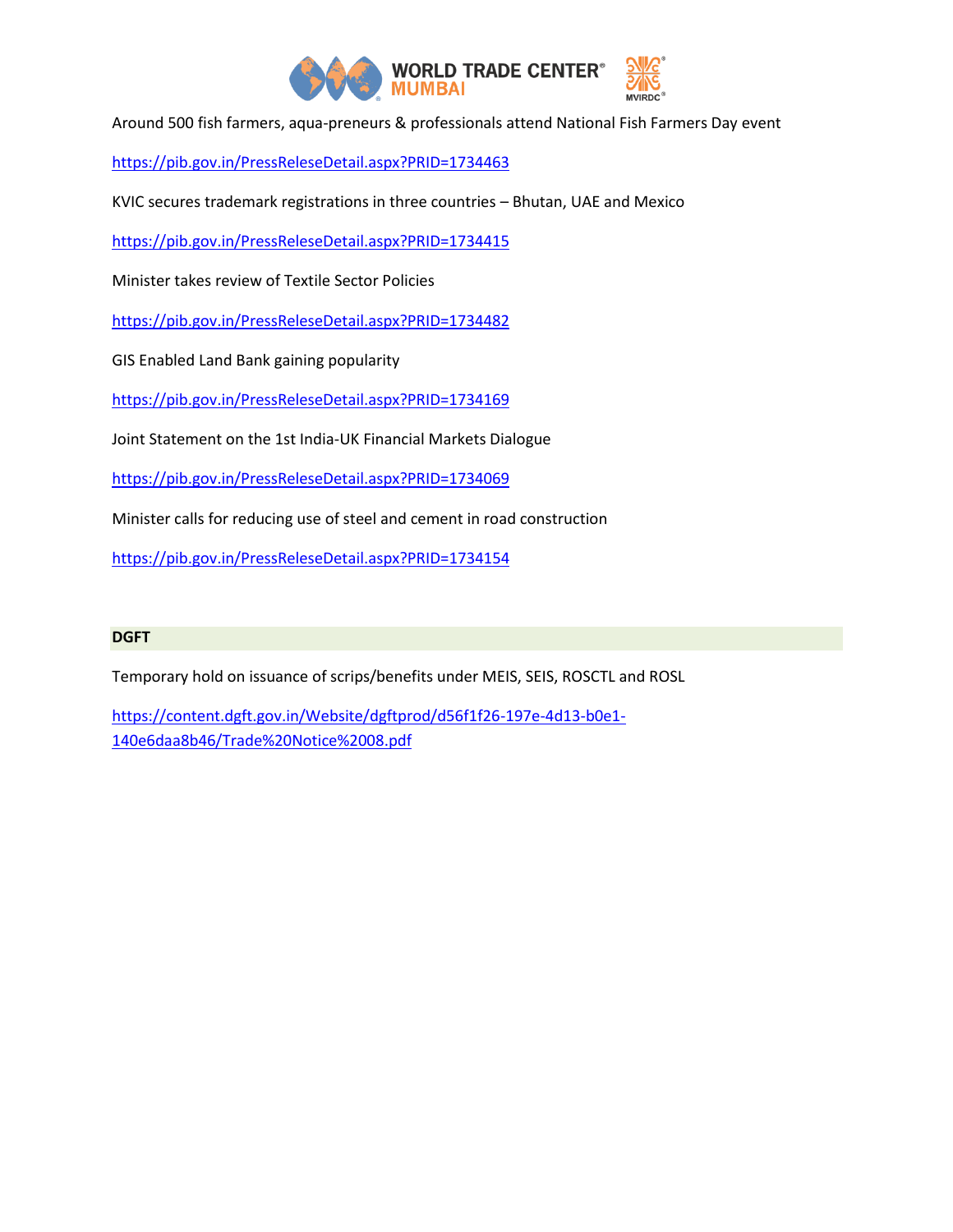Around 500 fish farmers, aqua-preneurs & professionals attend National Fish Farmers Day event

https://pib.gov.in/PressReleseDetail.aspx?PRID=1734463

KVIC secures trademark registrations in three countries – Bhutan, UAE and Mexico

https://pib.gov.in/PressReleseDetail.aspx?PRID=1734415

Minister takes review of Textile Sector Policies

https://pib.gov.in/PressReleseDetail.aspx?PRID=1734482

GIS Enabled Land Bank gaining popularity

https://pib.gov.in/PressReleseDetail.aspx?PRID=1734169

Joint Statement on the 1st India-UK Financial Markets Dialogue

https://pib.gov.in/PressReleseDetail.aspx?PRID=1734069

Minister calls for reducing use of steel and cement in road construction

https://pib.gov.in/PressReleseDetail.aspx?PRID=1734154

**DGFT**

Temporary hold on issuance of scrips/benefits under MEIS, SEIS, ROSCTL and ROSL

https://content.dgft.gov.in/Website/dgftprod/d56f1f26-197e-4d13-b0e1-140e6daa8b46/Trade%20Notice%2008.pdf